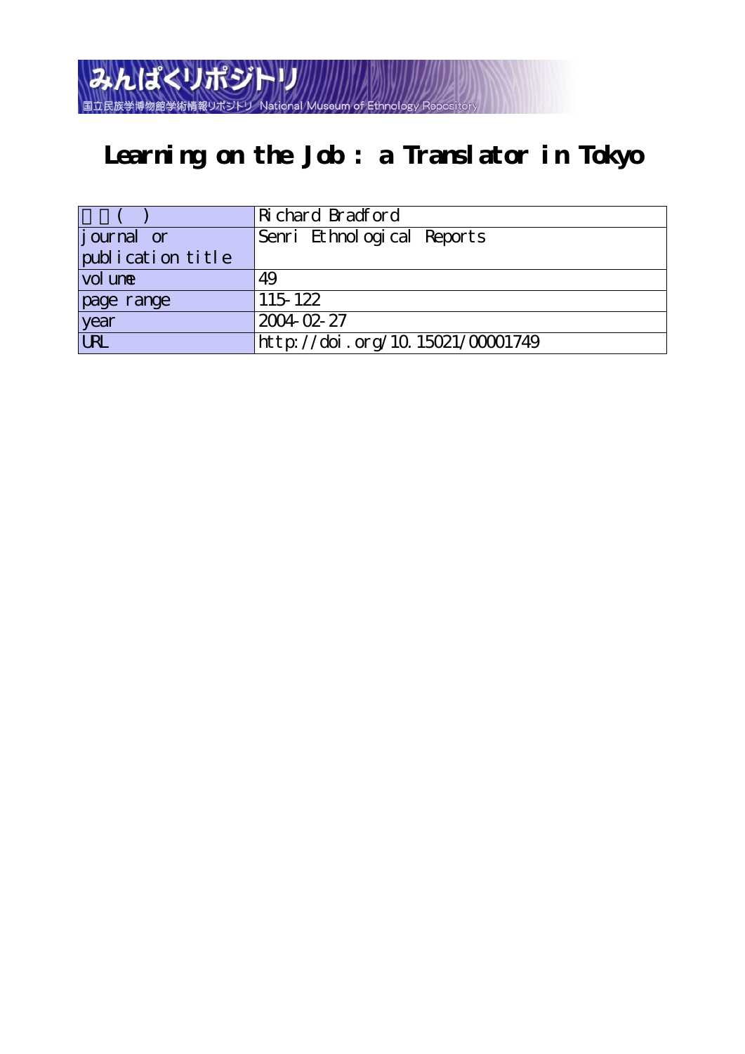みんぱくリポジトリ

国立民族学博物館学術情報リポジトリ National Museum of Ethnology Repository

# Learning on the Job : a Translator in Tokyo

| 著者( ) | Richard Bradford |
|---|---|
| journal or publication title | Senri Ethnological Reports |
| volume | 49 |
| page range | 115-122 |
| year | 2004-02-27 |
| URL | http://doi.org/10.15021/00001749 |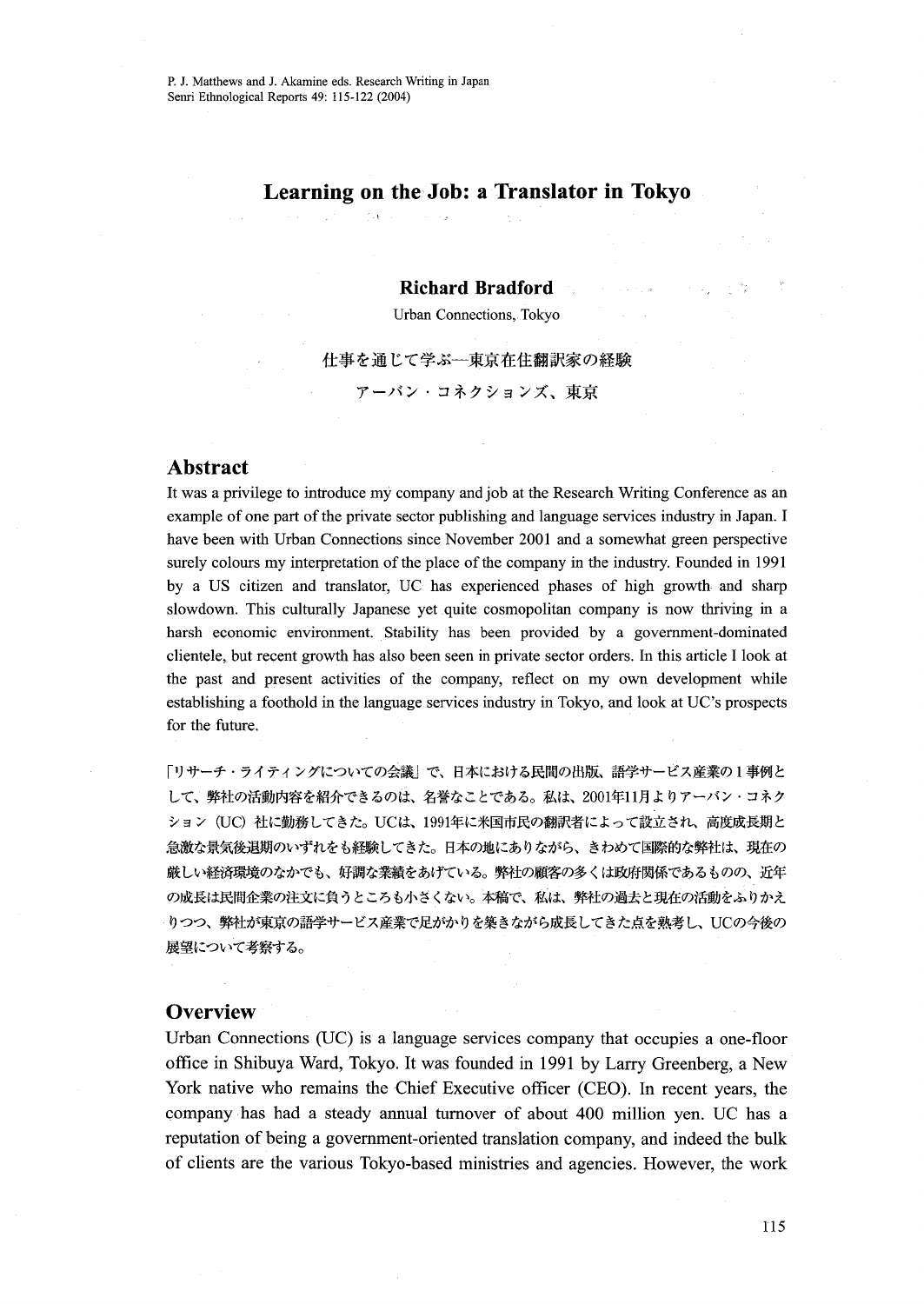# Learning on the Job: a Translator in Tokyo

**Richard Bradford**

Urban Connections, Tokyo

仕事を通じて学ぶ―東京在住翻訳家の経験

アーバン・コネクションズ、東京

## Abstract

It was a privilege to introduce my company and job at the Research Writing Conference as an example of one part of the private sector publishing and language services industry in Japan. I have been with Urban Connections since November 2001 and a somewhat green perspective surely colours my interpretation of the place of the company in the industry. Founded in 1991 by a US citizen and translator, UC has experienced phases of high growth and sharp slowdown. This culturally Japanese yet quite cosmopolitan company is now thriving in a harsh economic environment. Stability has been provided by a government-dominated clientele, but recent growth has also been seen in private sector orders. In this article I look at the past and present activities of the company, reflect on my own development while establishing a foothold in the language services industry in Tokyo, and look at UC's prospects for the future.

「リサーチ・ライティングについての会議」で、日本における民間の出版、語学サービス産業の１事例として、弊社の活動内容を紹介できるのは、名誉なことである。私は、2001年11月よりアーバン・コネクション（UC）社に勤務してきた。UCは、1991年に米国市民の翻訳者によって設立され、高度成長期と急激な景気後退期のいずれをも経験してきた。日本の地にありながら、きわめて国際的な弊社は、現在の厳しい経済環境のなかでも、好調な業績をあげている。弊社の顧客の多くは政府関係であるものの、近年の成長は民間企業の注文に負うところも小さくない。本稿で、私は、弊社の過去と現在の活動をふりかえりつつ、弊社が東京の語学サービス産業で足がかりを築きながら成長してきた点を熟考し、UCの今後の展望について考察する。

## Overview

Urban Connections (UC) is a language services company that occupies a one-floor office in Shibuya Ward, Tokyo. It was founded in 1991 by Larry Greenberg, a New York native who remains the Chief Executive officer (CEO). In recent years, the company has had a steady annual turnover of about 400 million yen. UC has a reputation of being a government-oriented translation company, and indeed the bulk of clients are the various Tokyo-based ministries and agencies. However, the work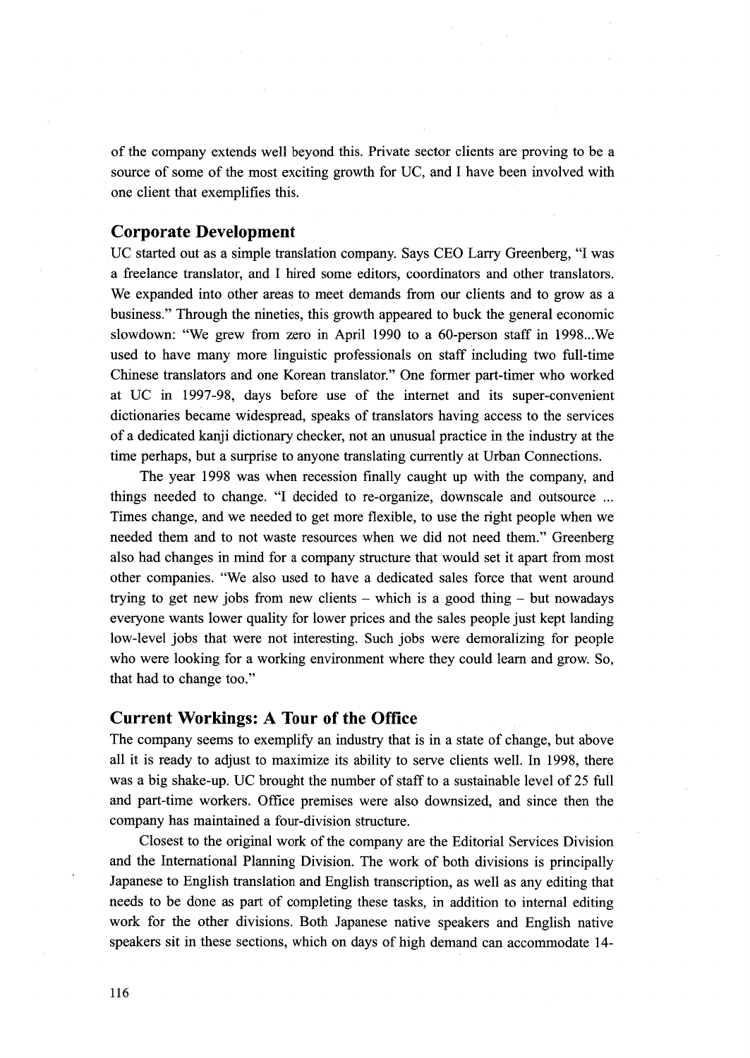of the company extends well beyond this. Private sector clients are proving to be a source of some of the most exciting growth for UC, and I have been involved with one client that exemplifies this.

## Corporate Development

UC started out as a simple translation company. Says CEO Larry Greenberg, "I was a freelance translator, and I hired some editors, coordinators and other translators. We expanded into other areas to meet demands from our clients and to grow as a business." Through the nineties, this growth appeared to buck the general economic slowdown: "We grew from zero in April 1990 to a 60-person staff in 1998...We used to have many more linguistic professionals on staff including two full-time Chinese translators and one Korean translator." One former part-timer who worked at UC in 1997-98, days before use of the internet and its super-convenient dictionaries became widespread, speaks of translators having access to the services of a dedicated kanji dictionary checker, not an unusual practice in the industry at the time perhaps, but a surprise to anyone translating currently at Urban Connections.

The year 1998 was when recession finally caught up with the company, and things needed to change. "I decided to re-organize, downscale and outsource ... Times change, and we needed to get more flexible, to use the right people when we needed them and to not waste resources when we did not need them." Greenberg also had changes in mind for a company structure that would set it apart from most other companies. "We also used to have a dedicated sales force that went around trying to get new jobs from new clients – which is a good thing – but nowadays everyone wants lower quality for lower prices and the sales people just kept landing low-level jobs that were not interesting. Such jobs were demoralizing for people who were looking for a working environment where they could learn and grow. So, that had to change too."

## Current Workings: A Tour of the Office

The company seems to exemplify an industry that is in a state of change, but above all it is ready to adjust to maximize its ability to serve clients well. In 1998, there was a big shake-up. UC brought the number of staff to a sustainable level of 25 full and part-time workers. Office premises were also downsized, and since then the company has maintained a four-division structure.

Closest to the original work of the company are the Editorial Services Division and the International Planning Division. The work of both divisions is principally Japanese to English translation and English transcription, as well as any editing that needs to be done as part of completing these tasks, in addition to internal editing work for the other divisions. Both Japanese native speakers and English native speakers sit in these sections, which on days of high demand can accommodate 14-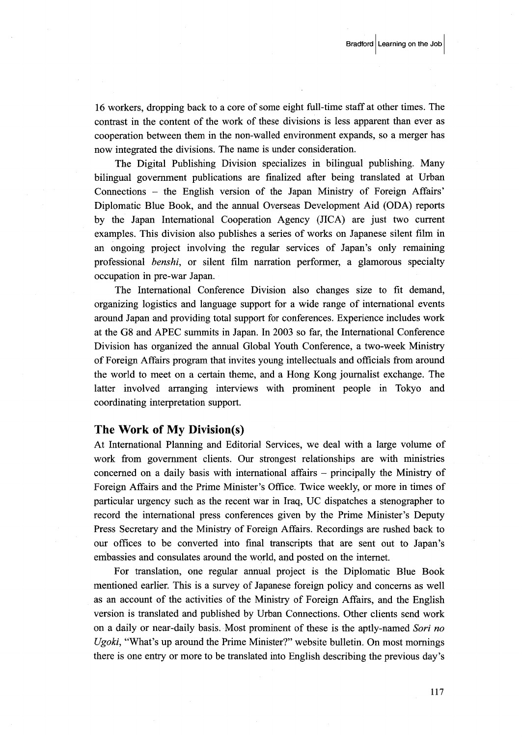16 workers, dropping back to a core of some eight full-time staff at other times. The contrast in the content of the work of these divisions is less apparent than ever as cooperation between them in the non-walled environment expands, so a merger has now integrated the divisions. The name is under consideration.

The Digital Publishing Division specializes in bilingual publishing. Many bilingual government publications are finalized after being translated at Urban Connections – the English version of the Japan Ministry of Foreign Affairs' Diplomatic Blue Book, and the annual Overseas Development Aid (ODA) reports by the Japan International Cooperation Agency (JICA) are just two current examples. This division also publishes a series of works on Japanese silent film in an ongoing project involving the regular services of Japan's only remaining professional *benshi*, or silent film narration performer, a glamorous specialty occupation in pre-war Japan.

The International Conference Division also changes size to fit demand, organizing logistics and language support for a wide range of international events around Japan and providing total support for conferences. Experience includes work at the G8 and APEC summits in Japan. In 2003 so far, the International Conference Division has organized the annual Global Youth Conference, a two-week Ministry of Foreign Affairs program that invites young intellectuals and officials from around the world to meet on a certain theme, and a Hong Kong journalist exchange. The latter involved arranging interviews with prominent people in Tokyo and coordinating interpretation support.

## The Work of My Division(s)

At International Planning and Editorial Services, we deal with a large volume of work from government clients. Our strongest relationships are with ministries concerned on a daily basis with international affairs – principally the Ministry of Foreign Affairs and the Prime Minister's Office. Twice weekly, or more in times of particular urgency such as the recent war in Iraq, UC dispatches a stenographer to record the international press conferences given by the Prime Minister's Deputy Press Secretary and the Ministry of Foreign Affairs. Recordings are rushed back to our offices to be converted into final transcripts that are sent out to Japan's embassies and consulates around the world, and posted on the internet.

For translation, one regular annual project is the Diplomatic Blue Book mentioned earlier. This is a survey of Japanese foreign policy and concerns as well as an account of the activities of the Ministry of Foreign Affairs, and the English version is translated and published by Urban Connections. Other clients send work on a daily or near-daily basis. Most prominent of these is the aptly-named *Sori no Ugoki*, "What's up around the Prime Minister?" website bulletin. On most mornings there is one entry or more to be translated into English describing the previous day's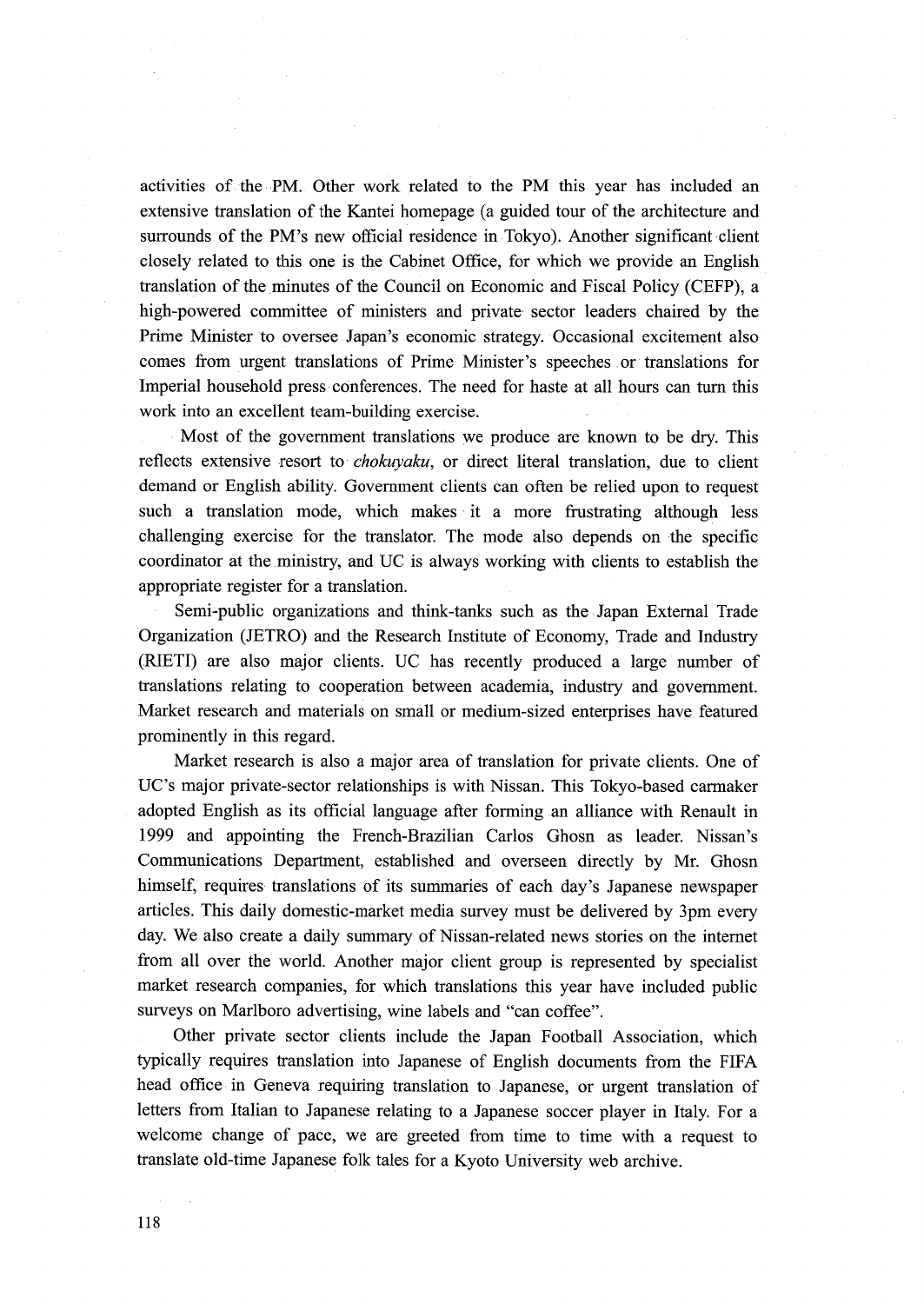activities of the PM. Other work related to the PM this year has included an extensive translation of the Kantei homepage (a guided tour of the architecture and surrounds of the PM's new official residence in Tokyo). Another significant client closely related to this one is the Cabinet Office, for which we provide an English translation of the minutes of the Council on Economic and Fiscal Policy (CEFP), a high-powered committee of ministers and private sector leaders chaired by the Prime Minister to oversee Japan's economic strategy. Occasional excitement also comes from urgent translations of Prime Minister's speeches or translations for Imperial household press conferences. The need for haste at all hours can turn this work into an excellent team-building exercise.

Most of the government translations we produce are known to be dry. This reflects extensive resort to *chokuyaku*, or direct literal translation, due to client demand or English ability. Government clients can often be relied upon to request such a translation mode, which makes it a more frustrating although less challenging exercise for the translator. The mode also depends on the specific coordinator at the ministry, and UC is always working with clients to establish the appropriate register for a translation.

Semi-public organizations and think-tanks such as the Japan External Trade Organization (JETRO) and the Research Institute of Economy, Trade and Industry (RIETI) are also major clients. UC has recently produced a large number of translations relating to cooperation between academia, industry and government. Market research and materials on small or medium-sized enterprises have featured prominently in this regard.

Market research is also a major area of translation for private clients. One of UC's major private-sector relationships is with Nissan. This Tokyo-based carmaker adopted English as its official language after forming an alliance with Renault in 1999 and appointing the French-Brazilian Carlos Ghosn as leader. Nissan's Communications Department, established and overseen directly by Mr. Ghosn himself, requires translations of its summaries of each day's Japanese newspaper articles. This daily domestic-market media survey must be delivered by 3pm every day. We also create a daily summary of Nissan-related news stories on the internet from all over the world. Another major client group is represented by specialist market research companies, for which translations this year have included public surveys on Marlboro advertising, wine labels and "can coffee".

Other private sector clients include the Japan Football Association, which typically requires translation into Japanese of English documents from the FIFA head office in Geneva requiring translation to Japanese, or urgent translation of letters from Italian to Japanese relating to a Japanese soccer player in Italy. For a welcome change of pace, we are greeted from time to time with a request to translate old-time Japanese folk tales for a Kyoto University web archive.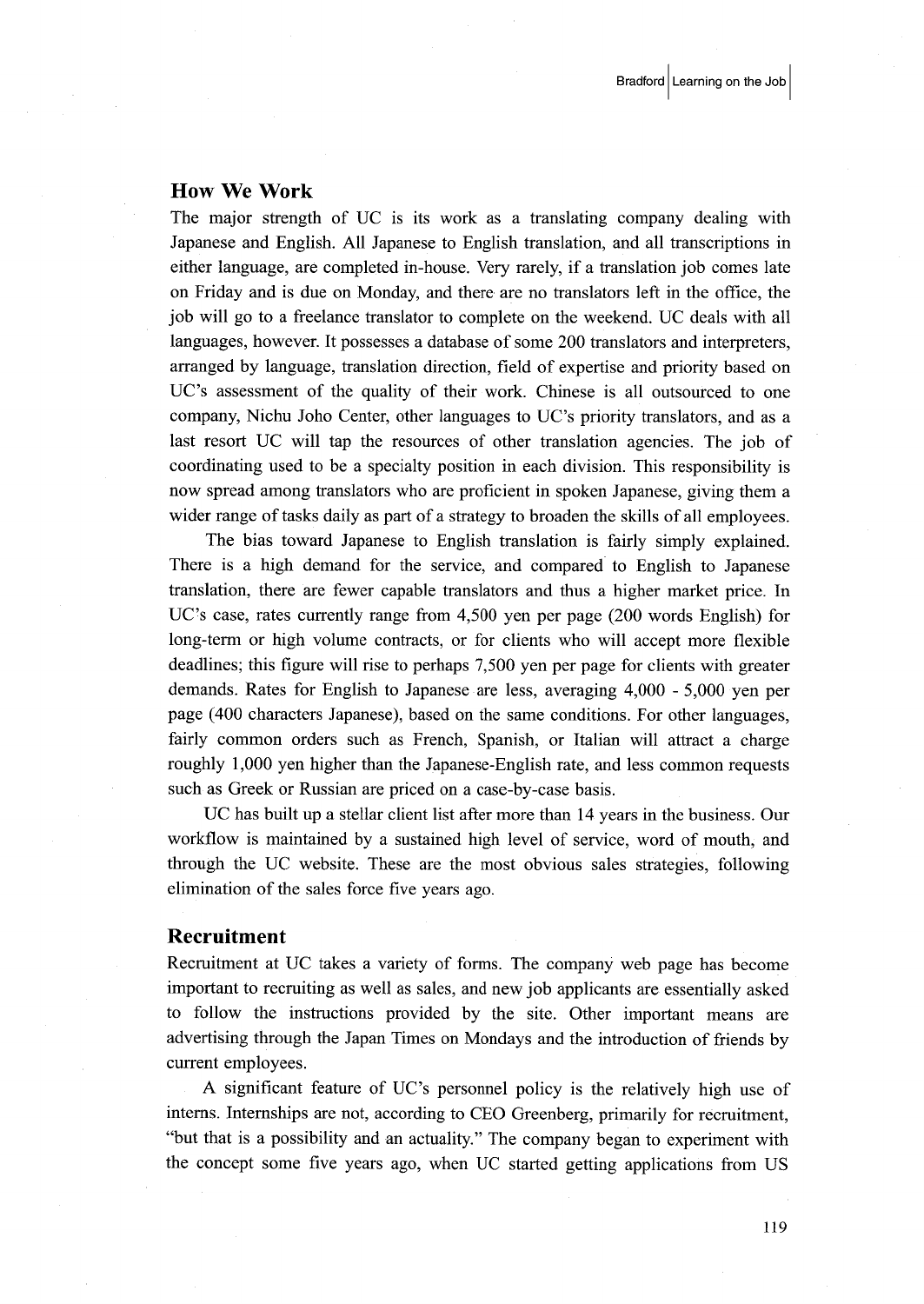## How We Work

The major strength of UC is its work as a translating company dealing with Japanese and English. All Japanese to English translation, and all transcriptions in either language, are completed in-house. Very rarely, if a translation job comes late on Friday and is due on Monday, and there are no translators left in the office, the job will go to a freelance translator to complete on the weekend. UC deals with all languages, however. It possesses a database of some 200 translators and interpreters, arranged by language, translation direction, field of expertise and priority based on UC's assessment of the quality of their work. Chinese is all outsourced to one company, Nichu Joho Center, other languages to UC's priority translators, and as a last resort UC will tap the resources of other translation agencies. The job of coordinating used to be a specialty position in each division. This responsibility is now spread among translators who are proficient in spoken Japanese, giving them a wider range of tasks daily as part of a strategy to broaden the skills of all employees.

The bias toward Japanese to English translation is fairly simply explained. There is a high demand for the service, and compared to English to Japanese translation, there are fewer capable translators and thus a higher market price. In UC's case, rates currently range from 4,500 yen per page (200 words English) for long-term or high volume contracts, or for clients who will accept more flexible deadlines; this figure will rise to perhaps 7,500 yen per page for clients with greater demands. Rates for English to Japanese are less, averaging 4,000 - 5,000 yen per page (400 characters Japanese), based on the same conditions. For other languages, fairly common orders such as French, Spanish, or Italian will attract a charge roughly 1,000 yen higher than the Japanese-English rate, and less common requests such as Greek or Russian are priced on a case-by-case basis.

UC has built up a stellar client list after more than 14 years in the business. Our workflow is maintained by a sustained high level of service, word of mouth, and through the UC website. These are the most obvious sales strategies, following elimination of the sales force five years ago.

## Recruitment

Recruitment at UC takes a variety of forms. The company web page has become important to recruiting as well as sales, and new job applicants are essentially asked to follow the instructions provided by the site. Other important means are advertising through the Japan Times on Mondays and the introduction of friends by current employees.

A significant feature of UC's personnel policy is the relatively high use of interns. Internships are not, according to CEO Greenberg, primarily for recruitment, "but that is a possibility and an actuality." The company began to experiment with the concept some five years ago, when UC started getting applications from US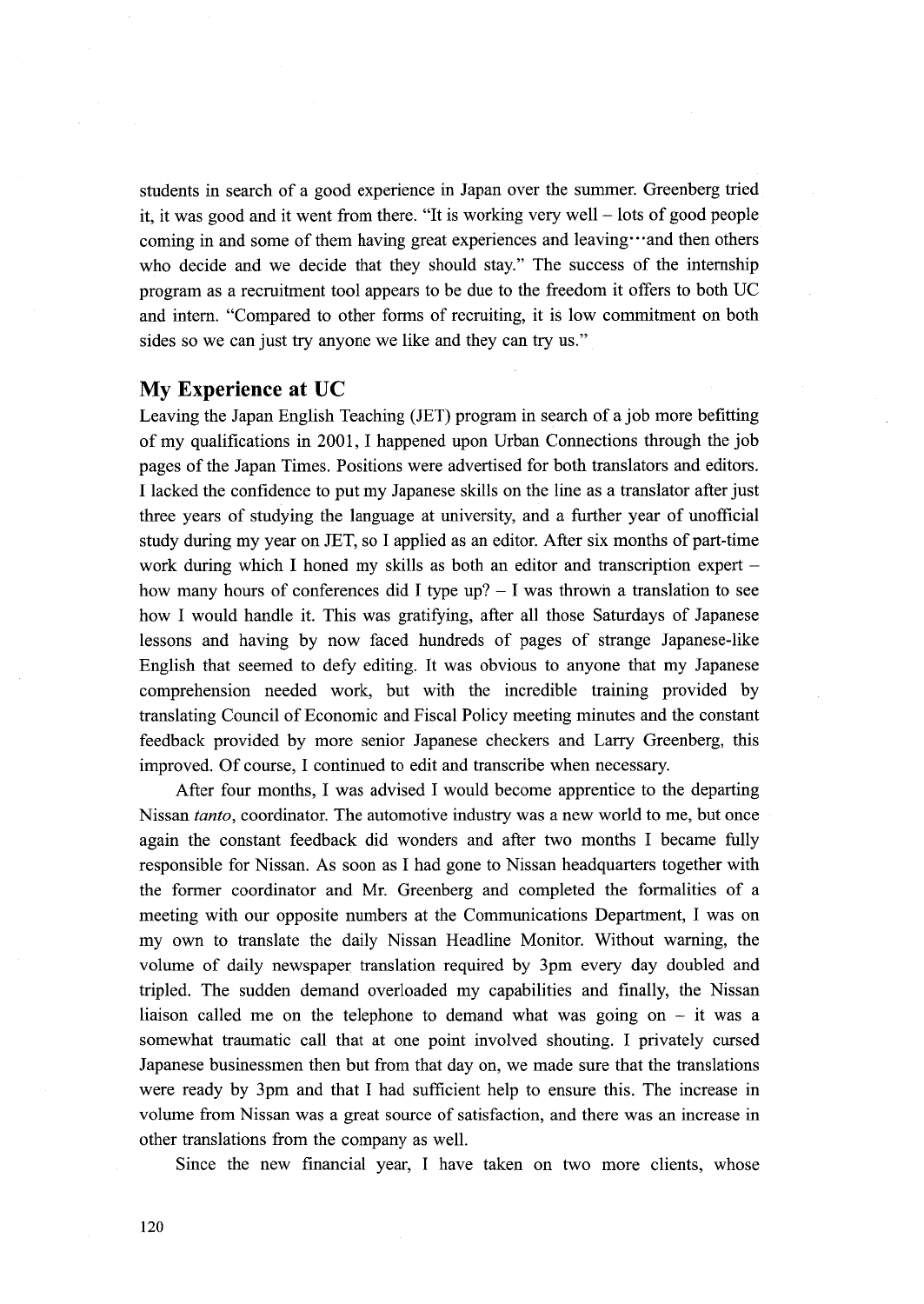students in search of a good experience in Japan over the summer. Greenberg tried it, it was good and it went from there. "It is working very well – lots of good people coming in and some of them having great experiences and leaving···and then others who decide and we decide that they should stay." The success of the internship program as a recruitment tool appears to be due to the freedom it offers to both UC and intern. "Compared to other forms of recruiting, it is low commitment on both sides so we can just try anyone we like and they can try us."

## My Experience at UC

Leaving the Japan English Teaching (JET) program in search of a job more befitting of my qualifications in 2001, I happened upon Urban Connections through the job pages of the Japan Times. Positions were advertised for both translators and editors. I lacked the confidence to put my Japanese skills on the line as a translator after just three years of studying the language at university, and a further year of unofficial study during my year on JET, so I applied as an editor. After six months of part-time work during which I honed my skills as both an editor and transcription expert – how many hours of conferences did I type up? – I was thrown a translation to see how I would handle it. This was gratifying, after all those Saturdays of Japanese lessons and having by now faced hundreds of pages of strange Japanese-like English that seemed to defy editing. It was obvious to anyone that my Japanese comprehension needed work, but with the incredible training provided by translating Council of Economic and Fiscal Policy meeting minutes and the constant feedback provided by more senior Japanese checkers and Larry Greenberg, this improved. Of course, I continued to edit and transcribe when necessary.

After four months, I was advised I would become apprentice to the departing Nissan *tanto*, coordinator. The automotive industry was a new world to me, but once again the constant feedback did wonders and after two months I became fully responsible for Nissan. As soon as I had gone to Nissan headquarters together with the former coordinator and Mr. Greenberg and completed the formalities of a meeting with our opposite numbers at the Communications Department, I was on my own to translate the daily Nissan Headline Monitor. Without warning, the volume of daily newspaper translation required by 3pm every day doubled and tripled. The sudden demand overloaded my capabilities and finally, the Nissan liaison called me on the telephone to demand what was going on – it was a somewhat traumatic call that at one point involved shouting. I privately cursed Japanese businessmen then but from that day on, we made sure that the translations were ready by 3pm and that I had sufficient help to ensure this. The increase in volume from Nissan was a great source of satisfaction, and there was an increase in other translations from the company as well.

Since the new financial year, I have taken on two more clients, whose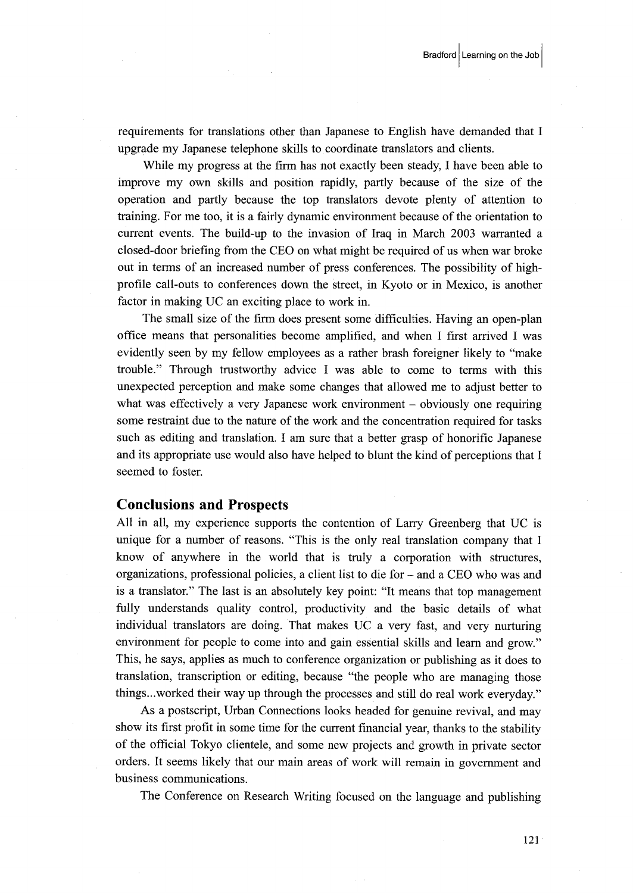requirements for translations other than Japanese to English have demanded that I upgrade my Japanese telephone skills to coordinate translators and clients.

While my progress at the firm has not exactly been steady, I have been able to improve my own skills and position rapidly, partly because of the size of the operation and partly because the top translators devote plenty of attention to training. For me too, it is a fairly dynamic environment because of the orientation to current events. The build-up to the invasion of Iraq in March 2003 warranted a closed-door briefing from the CEO on what might be required of us when war broke out in terms of an increased number of press conferences. The possibility of high-profile call-outs to conferences down the street, in Kyoto or in Mexico, is another factor in making UC an exciting place to work in.

The small size of the firm does present some difficulties. Having an open-plan office means that personalities become amplified, and when I first arrived I was evidently seen by my fellow employees as a rather brash foreigner likely to "make trouble." Through trustworthy advice I was able to come to terms with this unexpected perception and make some changes that allowed me to adjust better to what was effectively a very Japanese work environment – obviously one requiring some restraint due to the nature of the work and the concentration required for tasks such as editing and translation. I am sure that a better grasp of honorific Japanese and its appropriate use would also have helped to blunt the kind of perceptions that I seemed to foster.

## Conclusions and Prospects

All in all, my experience supports the contention of Larry Greenberg that UC is unique for a number of reasons. "This is the only real translation company that I know of anywhere in the world that is truly a corporation with structures, organizations, professional policies, a client list to die for – and a CEO who was and is a translator." The last is an absolutely key point: "It means that top management fully understands quality control, productivity and the basic details of what individual translators are doing. That makes UC a very fast, and very nurturing environment for people to come into and gain essential skills and learn and grow." This, he says, applies as much to conference organization or publishing as it does to translation, transcription or editing, because "the people who are managing those things...worked their way up through the processes and still do real work everyday."

As a postscript, Urban Connections looks headed for genuine revival, and may show its first profit in some time for the current financial year, thanks to the stability of the official Tokyo clientele, and some new projects and growth in private sector orders. It seems likely that our main areas of work will remain in government and business communications.

The Conference on Research Writing focused on the language and publishing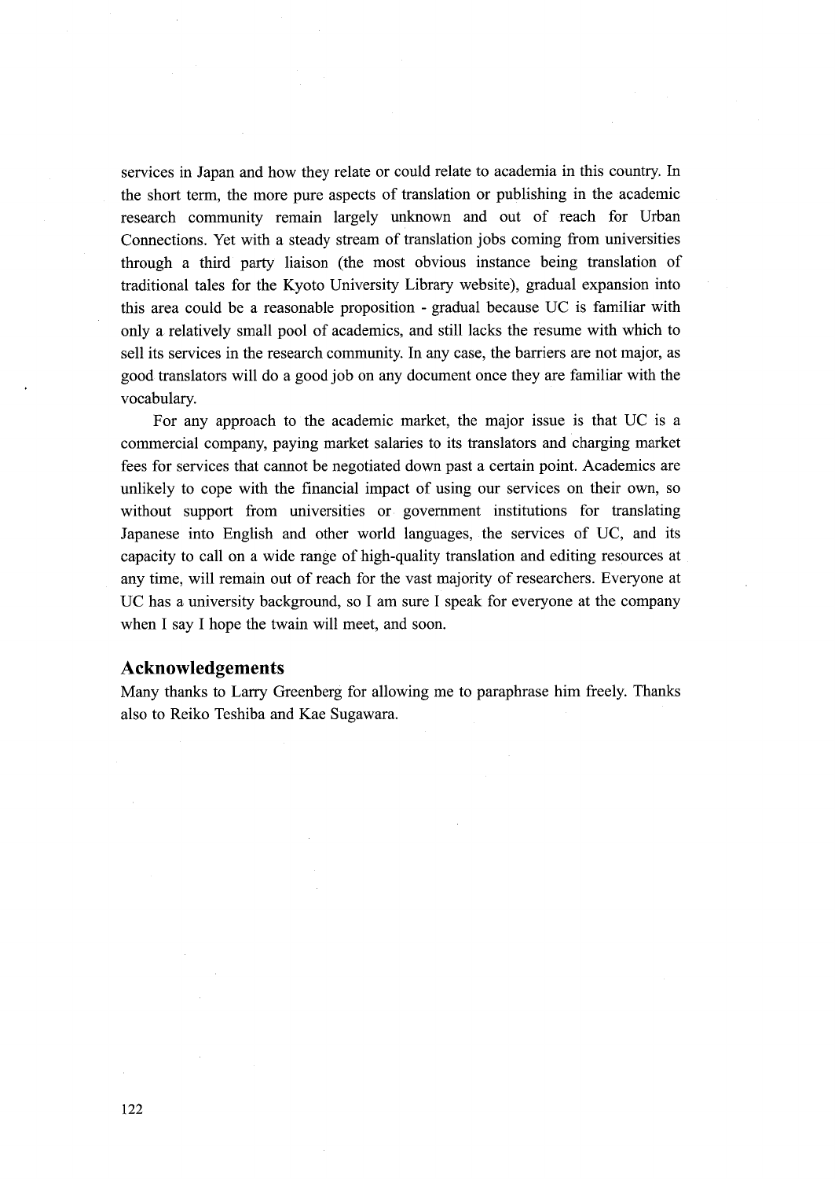services in Japan and how they relate or could relate to academia in this country. In the short term, the more pure aspects of translation or publishing in the academic research community remain largely unknown and out of reach for Urban Connections. Yet with a steady stream of translation jobs coming from universities through a third party liaison (the most obvious instance being translation of traditional tales for the Kyoto University Library website), gradual expansion into this area could be a reasonable proposition - gradual because UC is familiar with only a relatively small pool of academics, and still lacks the resume with which to sell its services in the research community. In any case, the barriers are not major, as good translators will do a good job on any document once they are familiar with the vocabulary.

For any approach to the academic market, the major issue is that UC is a commercial company, paying market salaries to its translators and charging market fees for services that cannot be negotiated down past a certain point. Academics are unlikely to cope with the financial impact of using our services on their own, so without support from universities or government institutions for translating Japanese into English and other world languages, the services of UC, and its capacity to call on a wide range of high-quality translation and editing resources at any time, will remain out of reach for the vast majority of researchers. Everyone at UC has a university background, so I am sure I speak for everyone at the company when I say I hope the twain will meet, and soon.

## Acknowledgements

Many thanks to Larry Greenberg for allowing me to paraphrase him freely. Thanks also to Reiko Teshiba and Kae Sugawara.